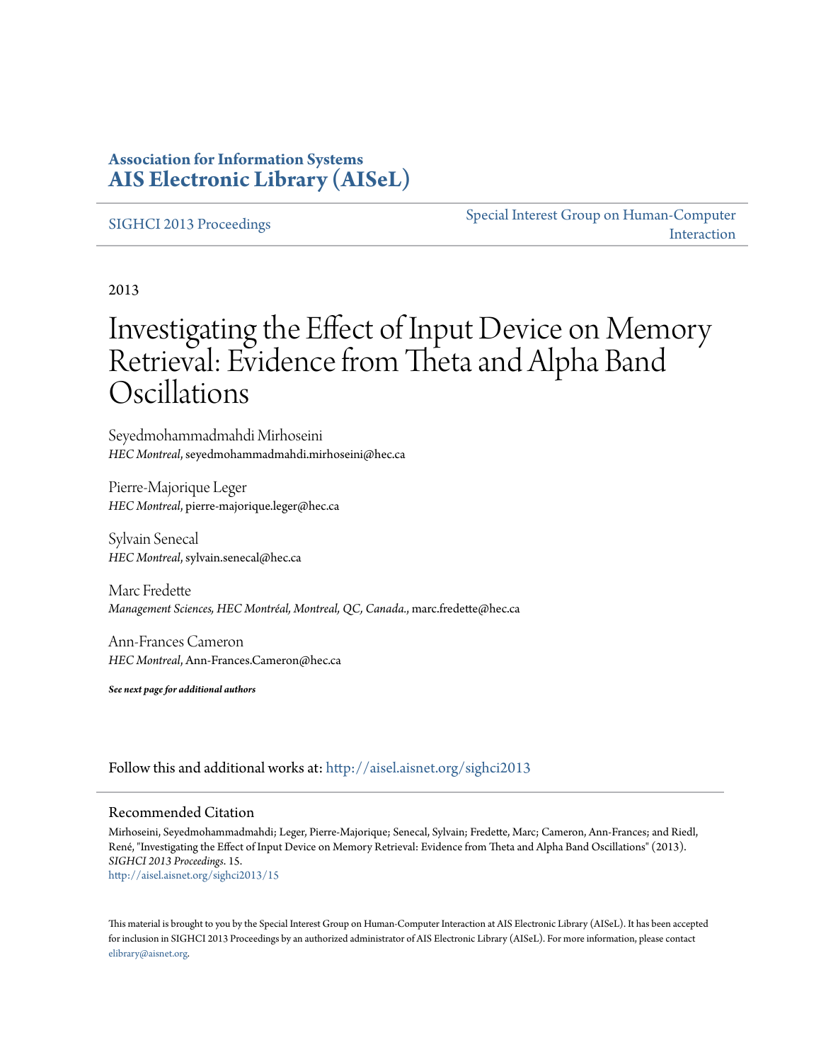**Association for Information Systems**
**AIS Electronic Library (AISeL)**

SIGHCI 2013 Proceedings

Special Interest Group on Human-Computer Interaction

2013

# Investigating the Effect of Input Device on Memory Retrieval: Evidence from Theta and Alpha Band Oscillations

Seyedmohammadmahdi Mirhoseini
*HEC Montreal*, seyedmohammadmahdi.mirhoseini@hec.ca

Pierre-Majorique Leger
*HEC Montreal*, pierre-majorique.leger@hec.ca

Sylvain Senecal
*HEC Montreal*, sylvain.senecal@hec.ca

Marc Fredette
*Management Sciences, HEC Montréal, Montreal, QC, Canada.*, marc.fredette@hec.ca

Ann-Frances Cameron
*HEC Montreal*, Ann-Frances.Cameron@hec.ca

***See next page for additional authors***

Follow this and additional works at: http://aisel.aisnet.org/sighci2013

## Recommended Citation

Mirhoseini, Seyedmohammadmahdi; Leger, Pierre-Majorique; Senecal, Sylvain; Fredette, Marc; Cameron, Ann-Frances; and Riedl, René, "Investigating the Effect of Input Device on Memory Retrieval: Evidence from Theta and Alpha Band Oscillations" (2013). *SIGHCI 2013 Proceedings*. 15.
http://aisel.aisnet.org/sighci2013/15

This material is brought to you by the Special Interest Group on Human-Computer Interaction at AIS Electronic Library (AISeL). It has been accepted for inclusion in SIGHCI 2013 Proceedings by an authorized administrator of AIS Electronic Library (AISeL). For more information, please contact elibrary@aisnet.org.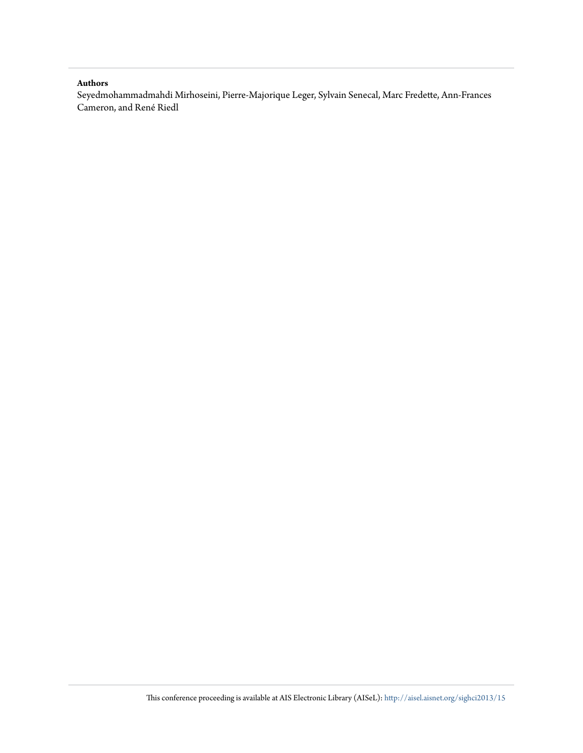**Authors**

Seyedmohammadmahdi Mirhoseini, Pierre-Majorique Leger, Sylvain Senecal, Marc Fredette, Ann-Frances Cameron, and René Riedl

This conference proceeding is available at AIS Electronic Library (AISeL): http://aisel.aisnet.org/sighci2013/15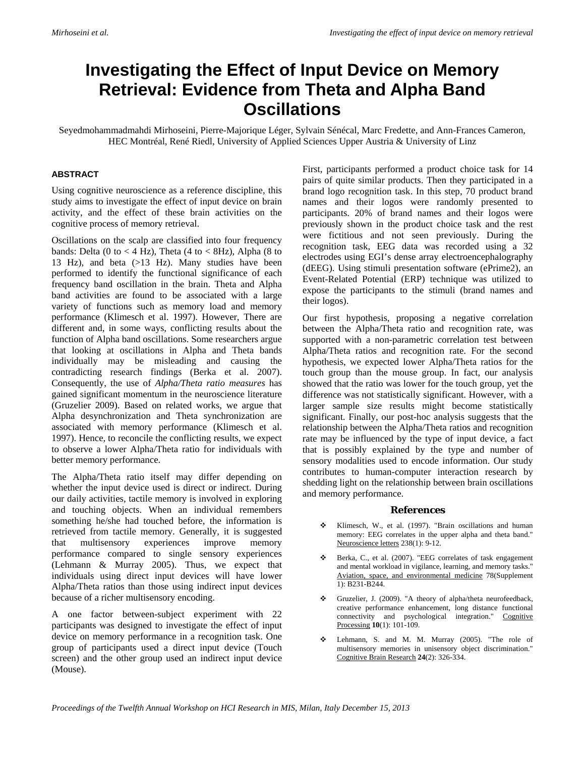# Investigating the Effect of Input Device on Memory Retrieval: Evidence from Theta and Alpha Band Oscillations

Seyedmohammadmahdi Mirhoseini, Pierre-Majorique Léger, Sylvain Sénécal, Marc Fredette, and Ann-Frances Cameron, HEC Montréal, René Riedl, University of Applied Sciences Upper Austria & University of Linz

### ABSTRACT

Using cognitive neuroscience as a reference discipline, this study aims to investigate the effect of input device on brain activity, and the effect of these brain activities on the cognitive process of memory retrieval.

Oscillations on the scalp are classified into four frequency bands: Delta (0 to < 4 Hz), Theta (4 to < 8Hz), Alpha (8 to 13 Hz), and beta (>13 Hz). Many studies have been performed to identify the functional significance of each frequency band oscillation in the brain. Theta and Alpha band activities are found to be associated with a large variety of functions such as memory load and memory performance (Klimesch et al. 1997). However, There are different and, in some ways, conflicting results about the function of Alpha band oscillations. Some researchers argue that looking at oscillations in Alpha and Theta bands individually may be misleading and causing the contradicting research findings (Berka et al. 2007). Consequently, the use of *Alpha/Theta ratio measures* has gained significant momentum in the neuroscience literature (Gruzelier 2009). Based on related works, we argue that Alpha desynchronization and Theta synchronization are associated with memory performance (Klimesch et al. 1997). Hence, to reconcile the conflicting results, we expect to observe a lower Alpha/Theta ratio for individuals with better memory performance.

The Alpha/Theta ratio itself may differ depending on whether the input device used is direct or indirect. During our daily activities, tactile memory is involved in exploring and touching objects. When an individual remembers something he/she had touched before, the information is retrieved from tactile memory. Generally, it is suggested that multisensory experiences improve memory performance compared to single sensory experiences (Lehmann & Murray 2005). Thus, we expect that individuals using direct input devices will have lower Alpha/Theta ratios than those using indirect input devices because of a richer multisensory encoding.

A one factor between-subject experiment with 22 participants was designed to investigate the effect of input device on memory performance in a recognition task. One group of participants used a direct input device (Touch screen) and the other group used an indirect input device (Mouse).

First, participants performed a product choice task for 14 pairs of quite similar products. Then they participated in a brand logo recognition task. In this step, 70 product brand names and their logos were randomly presented to participants. 20% of brand names and their logos were previously shown in the product choice task and the rest were fictitious and not seen previously. During the recognition task, EEG data was recorded using a 32 electrodes using EGI's dense array electroencephalography (dEEG). Using stimuli presentation software (ePrime2), an Event-Related Potential (ERP) technique was utilized to expose the participants to the stimuli (brand names and their logos).

Our first hypothesis, proposing a negative correlation between the Alpha/Theta ratio and recognition rate, was supported with a non-parametric correlation test between Alpha/Theta ratios and recognition rate. For the second hypothesis, we expected lower Alpha/Theta ratios for the touch group than the mouse group. In fact, our analysis showed that the ratio was lower for the touch group, yet the difference was not statistically significant. However, with a larger sample size results might become statistically significant. Finally, our post-hoc analysis suggests that the relationship between the Alpha/Theta ratios and recognition rate may be influenced by the type of input device, a fact that is possibly explained by the type and number of sensory modalities used to encode information. Our study contributes to human-computer interaction research by shedding light on the relationship between brain oscillations and memory performance.

### References

- Klimesch, W., et al. (1997). "Brain oscillations and human memory: EEG correlates in the upper alpha and theta band." Neuroscience letters 238(1): 9-12.
- Berka, C., et al. (2007). "EEG correlates of task engagement and mental workload in vigilance, learning, and memory tasks." Aviation, space, and environmental medicine 78(Supplement 1): B231-B244.
- Gruzelier, J. (2009). "A theory of alpha/theta neurofeedback, creative performance enhancement, long distance functional connectivity and psychological integration." Cognitive Processing **10**(1): 101-109.
- Lehmann, S. and M. M. Murray (2005). "The role of multisensory memories in unisensory object discrimination." Cognitive Brain Research **24**(2): 326-334.

*Proceedings of the Twelfth Annual Workshop on HCI Research in MIS, Milan, Italy December 15, 2013*